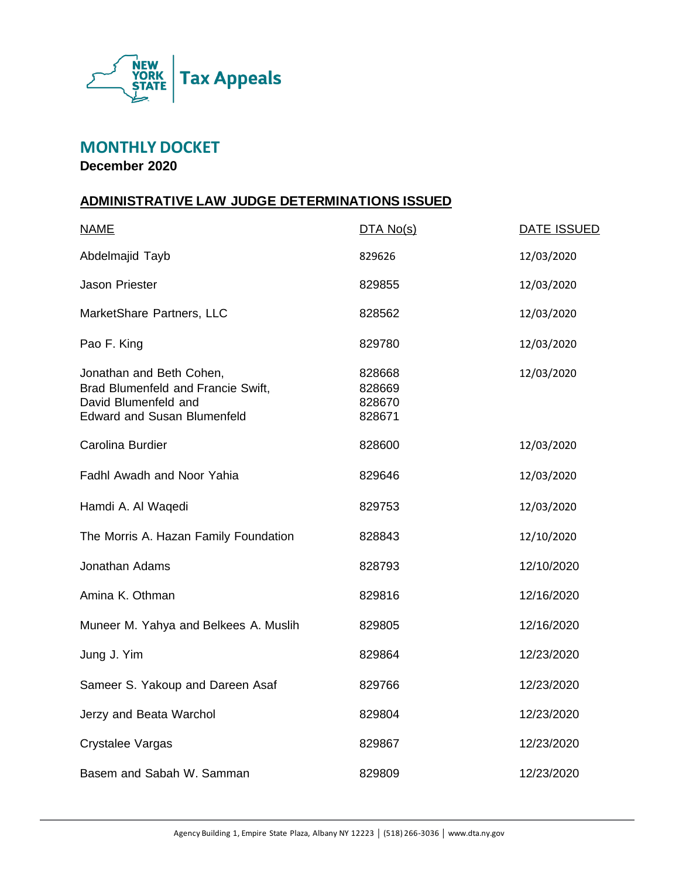NEW YORK STATE | Tax Appeals

# MONTHLY DOCKET

**December 2020**

## ADMINISTRATIVE LAW JUDGE DETERMINATIONS ISSUED

| NAME | DTA No(s) | DATE ISSUED |
|---|---|---|
| Abdelmajid Tayb | 829626 | 12/03/2020 |
| Jason Priester | 829855 | 12/03/2020 |
| MarketShare Partners, LLC | 828562 | 12/03/2020 |
| Pao F. King | 829780 | 12/03/2020 |
| Jonathan and Beth Cohen, Brad Blumenfeld and Francie Swift, David Blumenfeld and Edward and Susan Blumenfeld | 828668 828669 828670 828671 | 12/03/2020 |
| Carolina Burdier | 828600 | 12/03/2020 |
| Fadhl Awadh and Noor Yahia | 829646 | 12/03/2020 |
| Hamdi A. Al Waqedi | 829753 | 12/03/2020 |
| The Morris A. Hazan Family Foundation | 828843 | 12/10/2020 |
| Jonathan Adams | 828793 | 12/10/2020 |
| Amina K. Othman | 829816 | 12/16/2020 |
| Muneer M. Yahya and Belkees A. Muslih | 829805 | 12/16/2020 |
| Jung J. Yim | 829864 | 12/23/2020 |
| Sameer S. Yakoup and Dareen Asaf | 829766 | 12/23/2020 |
| Jerzy and Beata Warchol | 829804 | 12/23/2020 |
| Crystalee Vargas | 829867 | 12/23/2020 |
| Basem and Sabah W. Samman | 829809 | 12/23/2020 |

Agency Building 1, Empire State Plaza, Albany NY 12223 | (518) 266-3036 | www.dta.ny.gov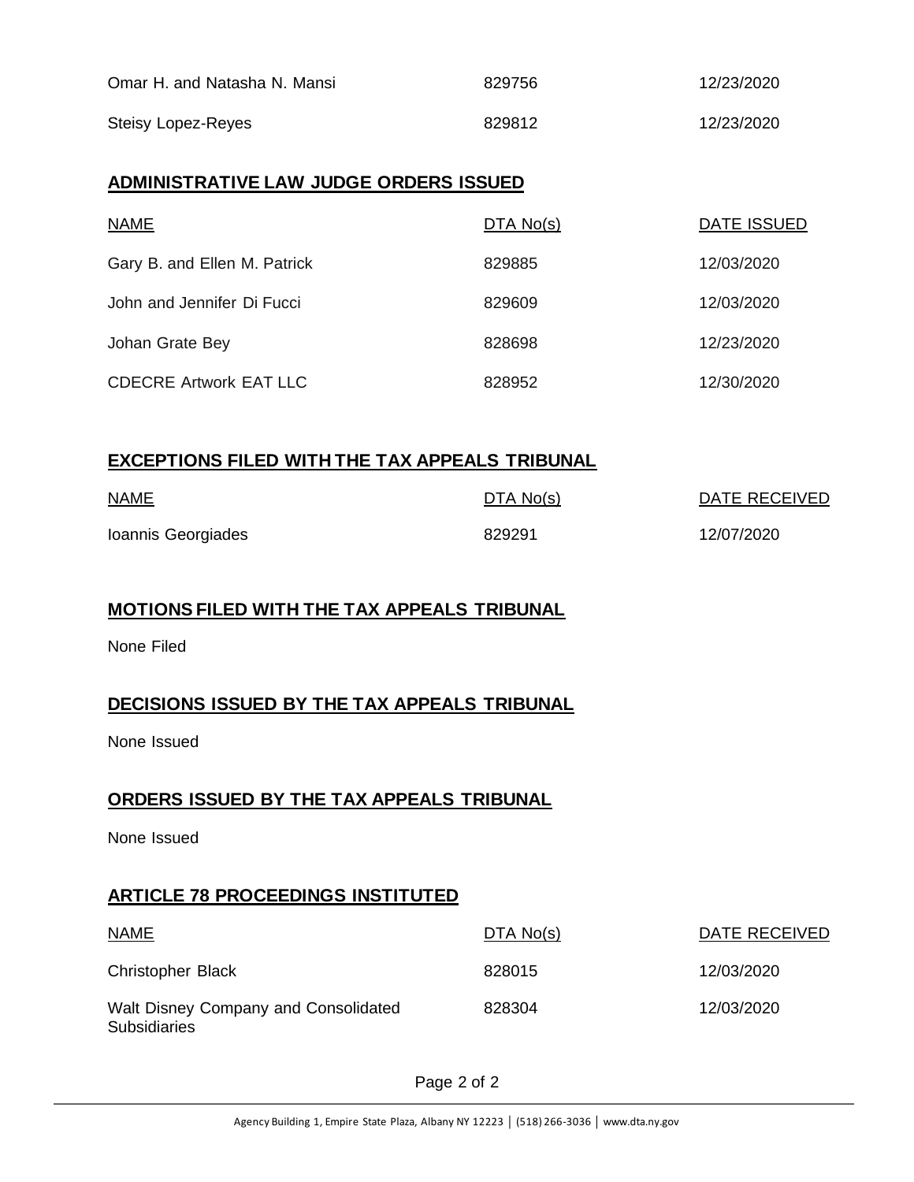| | | |
|---|---|---|
| Omar H. and Natasha N. Mansi | 829756 | 12/23/2020 |
| Steisy Lopez-Reyes | 829812 | 12/23/2020 |

## ADMINISTRATIVE LAW JUDGE ORDERS ISSUED

| NAME | DTA No(s) | DATE ISSUED |
|---|---|---|
| Gary B. and Ellen M. Patrick | 829885 | 12/03/2020 |
| John and Jennifer Di Fucci | 829609 | 12/03/2020 |
| Johan Grate Bey | 828698 | 12/23/2020 |
| CDECRE Artwork EAT LLC | 828952 | 12/30/2020 |

## EXCEPTIONS FILED WITH THE TAX APPEALS TRIBUNAL

| NAME | DTA No(s) | DATE RECEIVED |
|---|---|---|
| Ioannis Georgiades | 829291 | 12/07/2020 |

## MOTIONS FILED WITH THE TAX APPEALS TRIBUNAL

None Filed

## DECISIONS ISSUED BY THE TAX APPEALS TRIBUNAL

None Issued

## ORDERS ISSUED BY THE TAX APPEALS TRIBUNAL

None Issued

## ARTICLE 78 PROCEEDINGS INSTITUTED

| NAME | DTA No(s) | DATE RECEIVED |
|---|---|---|
| Christopher Black | 828015 | 12/03/2020 |
| Walt Disney Company and Consolidated Subsidiaries | 828304 | 12/03/2020 |

Agency Building 1, Empire State Plaza, Albany NY 12223 | (518) 266-3036 | www.dta.ny.gov